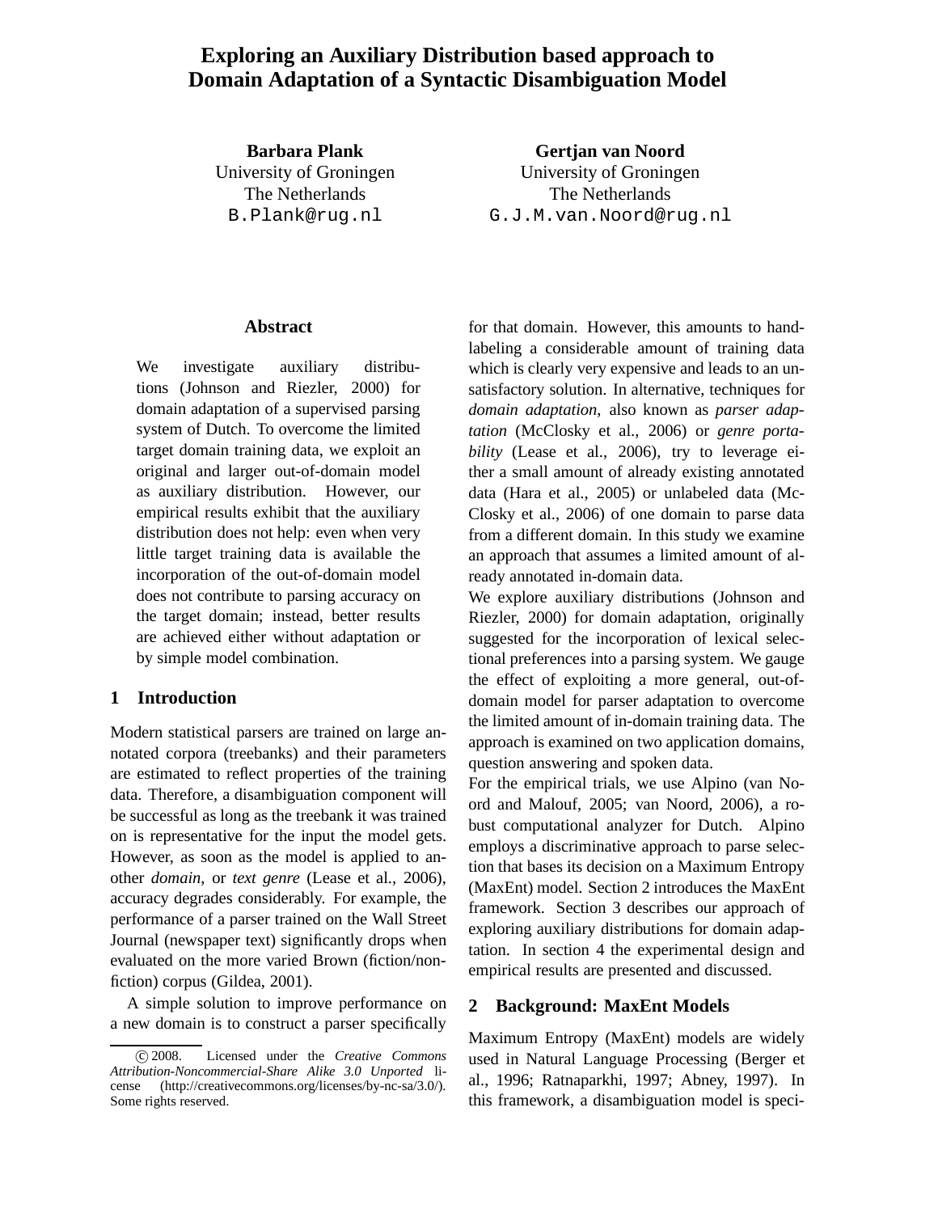# Exploring an Auxiliary Distribution based approach to Domain Adaptation of a Syntactic Disambiguation Model

**Barbara Plank**
University of Groningen
The Netherlands
B.Plank@rug.nl

**Gertjan van Noord**
University of Groningen
The Netherlands
G.J.M.van.Noord@rug.nl

## Abstract

We investigate auxiliary distributions (Johnson and Riezler, 2000) for domain adaptation of a supervised parsing system of Dutch. To overcome the limited target domain training data, we exploit an original and larger out-of-domain model as auxiliary distribution. However, our empirical results exhibit that the auxiliary distribution does not help: even when very little target training data is available the incorporation of the out-of-domain model does not contribute to parsing accuracy on the target domain; instead, better results are achieved either without adaptation or by simple model combination.

## 1 Introduction

Modern statistical parsers are trained on large annotated corpora (treebanks) and their parameters are estimated to reflect properties of the training data. Therefore, a disambiguation component will be successful as long as the treebank it was trained on is representative for the input the model gets. However, as soon as the model is applied to another *domain*, or *text genre* (Lease et al., 2006), accuracy degrades considerably. For example, the performance of a parser trained on the Wall Street Journal (newspaper text) significantly drops when evaluated on the more varied Brown (fiction/nonfiction) corpus (Gildea, 2001).

A simple solution to improve performance on a new domain is to construct a parser specifically for that domain. However, this amounts to hand-labeling a considerable amount of training data which is clearly very expensive and leads to an unsatisfactory solution. In alternative, techniques for *domain adaptation*, also known as *parser adaptation* (McClosky et al., 2006) or *genre portability* (Lease et al., 2006), try to leverage either a small amount of already existing annotated data (Hara et al., 2005) or unlabeled data (McClosky et al., 2006) of one domain to parse data from a different domain. In this study we examine an approach that assumes a limited amount of already annotated in-domain data.

We explore auxiliary distributions (Johnson and Riezler, 2000) for domain adaptation, originally suggested for the incorporation of lexical selectional preferences into a parsing system. We gauge the effect of exploiting a more general, out-of-domain model for parser adaptation to overcome the limited amount of in-domain training data. The approach is examined on two application domains, question answering and spoken data.

For the empirical trials, we use Alpino (van Noord and Malouf, 2005; van Noord, 2006), a robust computational analyzer for Dutch. Alpino employs a discriminative approach to parse selection that bases its decision on a Maximum Entropy (MaxEnt) model. Section 2 introduces the MaxEnt framework. Section 3 describes our approach of exploring auxiliary distributions for domain adaptation. In section 4 the experimental design and empirical results are presented and discussed.

## 2 Background: MaxEnt Models

Maximum Entropy (MaxEnt) models are widely used in Natural Language Processing (Berger et al., 1996; Ratnaparkhi, 1997; Abney, 1997). In this framework, a disambiguation model is speci-

© 2008. Licensed under the *Creative Commons Attribution-Noncommercial-Share Alike 3.0 Unported* license (http://creativecommons.org/licenses/by-nc-sa/3.0/). Some rights reserved.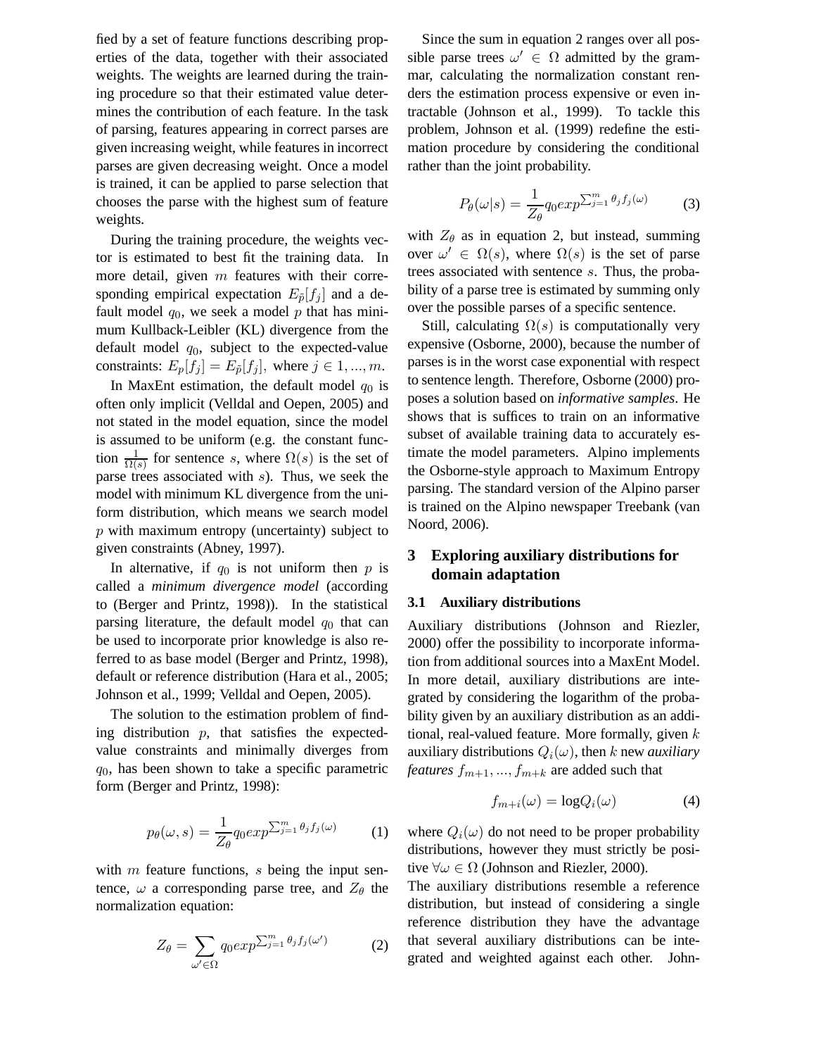fied by a set of feature functions describing properties of the data, together with their associated weights. The weights are learned during the training procedure so that their estimated value determines the contribution of each feature. In the task of parsing, features appearing in correct parses are given increasing weight, while features in incorrect parses are given decreasing weight. Once a model is trained, it can be applied to parse selection that chooses the parse with the highest sum of feature weights.

During the training procedure, the weights vector is estimated to best fit the training data. In more detail, given $m$ features with their corresponding empirical expectation $E_{\tilde{p}}[f_j]$ and a default model $q_0$, we seek a model $p$ that has minimum Kullback-Leibler (KL) divergence from the default model $q_0$, subject to the expected-value constraints: $E_p[f_j] = E_{\tilde{p}}[f_j]$, where $j \in 1, ..., m$.

In MaxEnt estimation, the default model $q_0$ is often only implicit (Velldal and Oepen, 2005) and not stated in the model equation, since the model is assumed to be uniform (e.g. the constant function $\frac{1}{\Omega(s)}$ for sentence $s$, where $\Omega(s)$ is the set of parse trees associated with $s$). Thus, we seek the model with minimum KL divergence from the uniform distribution, which means we search model $p$ with maximum entropy (uncertainty) subject to given constraints (Abney, 1997).

In alternative, if $q_0$ is not uniform then $p$ is called a *minimum divergence model* (according to (Berger and Printz, 1998)). In the statistical parsing literature, the default model $q_0$ that can be used to incorporate prior knowledge is also referred to as base model (Berger and Printz, 1998), default or reference distribution (Hara et al., 2005; Johnson et al., 1999; Velldal and Oepen, 2005).

The solution to the estimation problem of finding distribution $p$, that satisfies the expected-value constraints and minimally diverges from $q_0$, has been shown to take a specific parametric form (Berger and Printz, 1998):

$$p_\theta(\omega, s) = \frac{1}{Z_\theta} q_0 exp^{\sum_{j=1}^{m} \theta_j f_j(\omega)} \quad (1)$$

with $m$ feature functions, $s$ being the input sentence, $\omega$ a corresponding parse tree, and $Z_\theta$ the normalization equation:

$$Z_\theta = \sum_{\omega' \in \Omega} q_0 exp^{\sum_{j=1}^{m} \theta_j f_j(\omega')} \quad (2)$$

Since the sum in equation 2 ranges over all possible parse trees $\omega' \in \Omega$ admitted by the grammar, calculating the normalization constant renders the estimation process expensive or even intractable (Johnson et al., 1999). To tackle this problem, Johnson et al. (1999) redefine the estimation procedure by considering the conditional rather than the joint probability.

$$P_\theta(\omega|s) = \frac{1}{Z_\theta} q_0 exp^{\sum_{j=1}^{m} \theta_j f_j(\omega)} \quad (3)$$

with $Z_\theta$ as in equation 2, but instead, summing over $\omega' \in \Omega(s)$, where $\Omega(s)$ is the set of parse trees associated with sentence $s$. Thus, the probability of a parse tree is estimated by summing only over the possible parses of a specific sentence.

Still, calculating $\Omega(s)$ is computationally very expensive (Osborne, 2000), because the number of parses is in the worst case exponential with respect to sentence length. Therefore, Osborne (2000) proposes a solution based on *informative samples*. He shows that is suffices to train on an informative subset of available training data to accurately estimate the model parameters. Alpino implements the Osborne-style approach to Maximum Entropy parsing. The standard version of the Alpino parser is trained on the Alpino newspaper Treebank (van Noord, 2006).

## 3 Exploring auxiliary distributions for domain adaptation

### 3.1 Auxiliary distributions

Auxiliary distributions (Johnson and Riezler, 2000) offer the possibility to incorporate information from additional sources into a MaxEnt Model. In more detail, auxiliary distributions are integrated by considering the logarithm of the probability given by an auxiliary distribution as an additional, real-valued feature. More formally, given $k$ auxiliary distributions $Q_i(\omega)$, then $k$ new *auxiliary features* $f_{m+1}, ..., f_{m+k}$ are added such that

$$f_{m+i}(\omega) = \log Q_i(\omega) \quad (4)$$

where $Q_i(\omega)$ do not need to be proper probability distributions, however they must strictly be positive $\forall \omega \in \Omega$ (Johnson and Riezler, 2000).
The auxiliary distributions resemble a reference distribution, but instead of considering a single reference distribution they have the advantage that several auxiliary distributions can be integrated and weighted against each other. John-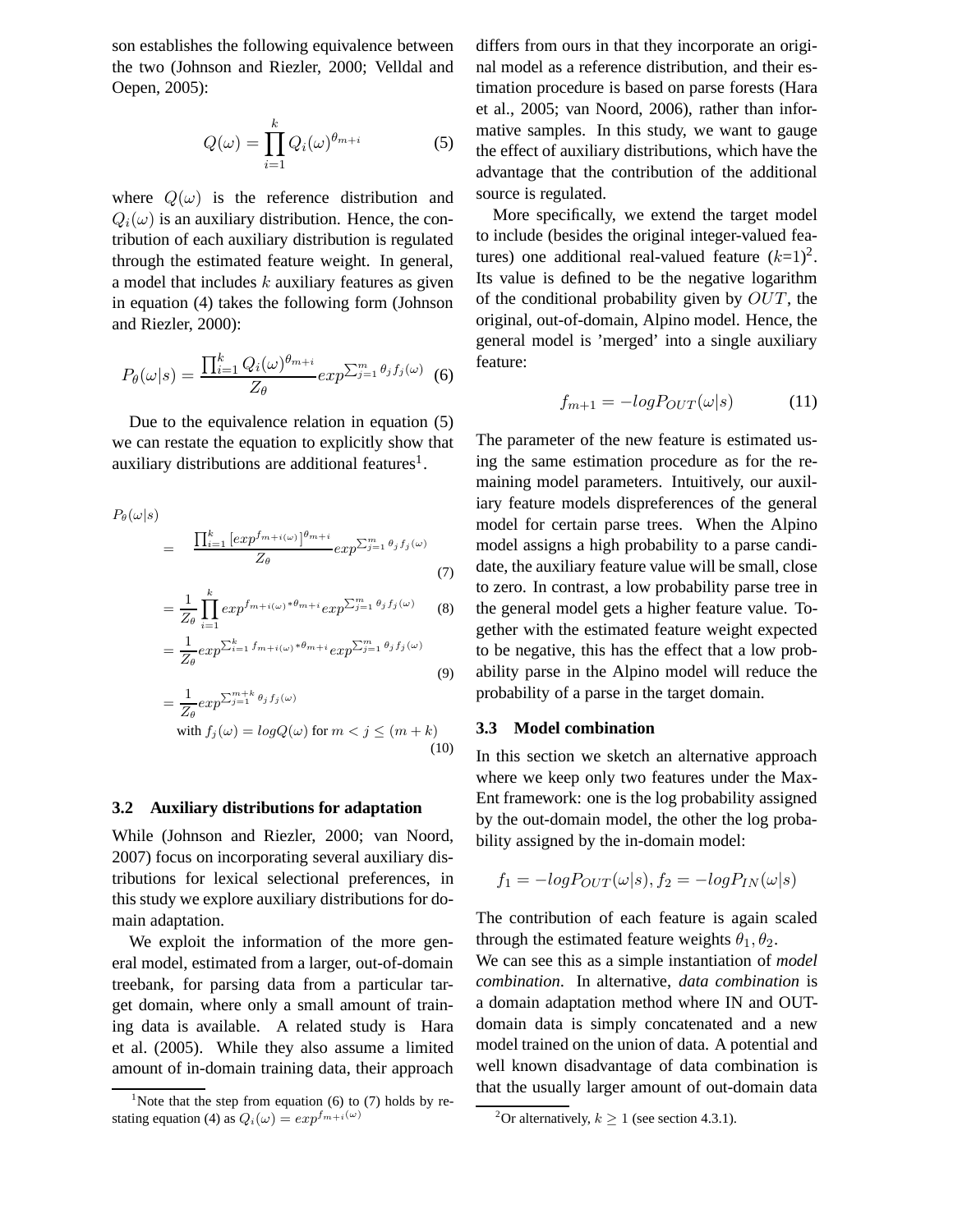son establishes the following equivalence between the two (Johnson and Riezler, 2000; Velldal and Oepen, 2005):

$$Q(\omega) = \prod_{i=1}^{k} Q_i(\omega)^{\theta_{m+i}} \quad (5)$$

where $Q(\omega)$ is the reference distribution and $Q_i(\omega)$ is an auxiliary distribution. Hence, the contribution of each auxiliary distribution is regulated through the estimated feature weight. In general, a model that includes $k$ auxiliary features as given in equation (4) takes the following form (Johnson and Riezler, 2000):

$$P_\theta(\omega|s) = \frac{\prod_{i=1}^{k} Q_i(\omega)^{\theta_{m+i}}}{Z_\theta} exp^{\sum_{j=1}^{m} \theta_j f_j(\omega)} \quad (6)$$

Due to the equivalence relation in equation (5) we can restate the equation to explicitly show that auxiliary distributions are additional features[1].

$$P_\theta(\omega|s) = \frac{\prod_{i=1}^{k} [exp^{f_{m+i(\omega)}}]^{\theta_{m+i}}}{Z_\theta} exp^{\sum_{j=1}^{m} \theta_j f_j(\omega)} \quad (7)$$

$$= \frac{1}{Z_\theta} \prod_{i=1}^{k} exp^{f_{m+i(\omega)} * \theta_{m+i}} exp^{\sum_{j=1}^{m} \theta_j f_j(\omega)} \quad (8)$$

$$= \frac{1}{Z_\theta} exp^{\sum_{i=1}^{k} f_{m+i(\omega)} * \theta_{m+i}} exp^{\sum_{j=1}^{m} \theta_j f_j(\omega)} \quad (9)$$

$$= \frac{1}{Z_\theta} exp^{\sum_{j=1}^{m+k} \theta_j f_j(\omega)}$$

$$\text{with } f_j(\omega) = logQ(\omega) \text{ for } m < j \leq (m+k) \quad (10)$$

[1] Note that the step from equation (6) to (7) holds by restating equation (4) as $Q_i(\omega) = exp^{f_{m+i}(\omega)}$

### 3.2 Auxiliary distributions for adaptation

While (Johnson and Riezler, 2000; van Noord, 2007) focus on incorporating several auxiliary distributions for lexical selectional preferences, in this study we explore auxiliary distributions for domain adaptation.

We exploit the information of the more general model, estimated from a larger, out-of-domain treebank, for parsing data from a particular target domain, where only a small amount of training data is available. A related study is Hara et al. (2005). While they also assume a limited amount of in-domain training data, their approach differs from ours in that they incorporate an original model as a reference distribution, and their estimation procedure is based on parse forests (Hara et al., 2005; van Noord, 2006), rather than informative samples. In this study, we want to gauge the effect of auxiliary distributions, which have the advantage that the contribution of the additional source is regulated.

More specifically, we extend the target model to include (besides the original integer-valued features) one additional real-valued feature ($k$=1)[2]. Its value is defined to be the negative logarithm of the conditional probability given by $OUT$, the original, out-of-domain, Alpino model. Hence, the general model is 'merged' into a single auxiliary feature:

$$f_{m+1} = -logP_{OUT}(\omega|s) \quad (11)$$

The parameter of the new feature is estimated using the same estimation procedure as for the remaining model parameters. Intuitively, our auxiliary feature models dispreferences of the general model for certain parse trees. When the Alpino model assigns a high probability to a parse candidate, the auxiliary feature value will be small, close to zero. In contrast, a low probability parse tree in the general model gets a higher feature value. Together with the estimated feature weight expected to be negative, this has the effect that a low probability parse in the Alpino model will reduce the probability of a parse in the target domain.

[2] Or alternatively, $k \geq 1$ (see section 4.3.1).

### 3.3 Model combination

In this section we sketch an alternative approach where we keep only two features under the MaxEnt framework: one is the log probability assigned by the out-domain model, the other the log probability assigned by the in-domain model:

$$f_1 = -logP_{OUT}(\omega|s), f_2 = -logP_{IN}(\omega|s)$$

The contribution of each feature is again scaled through the estimated feature weights $\theta_1, \theta_2$.
We can see this as a simple instantiation of *model combination*. In alternative, *data combination* is a domain adaptation method where IN and OUT-domain data is simply concatenated and a new model trained on the union of data. A potential and well known disadvantage of data combination is that the usually larger amount of out-domain data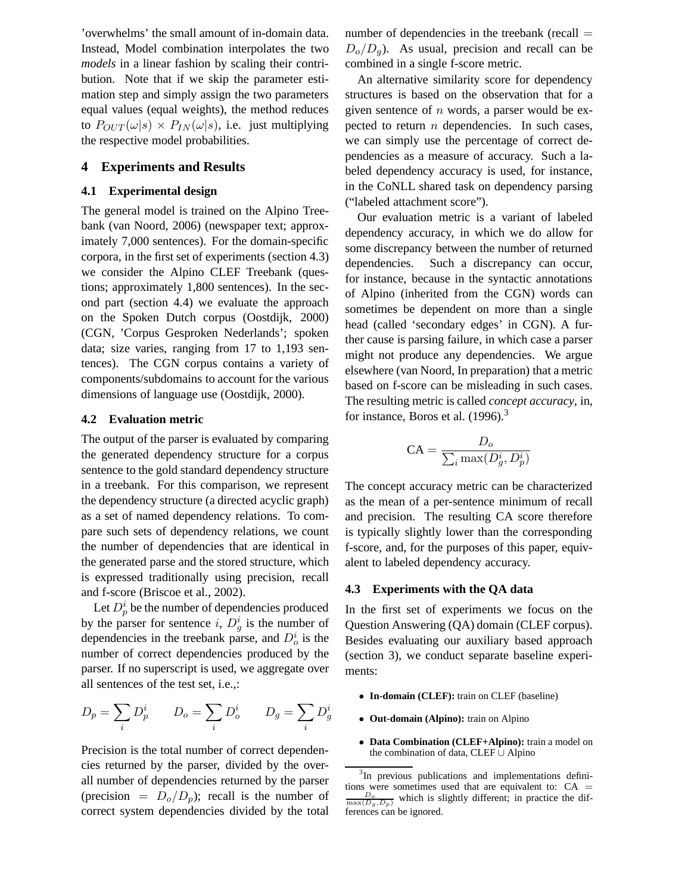'overwhelms' the small amount of in-domain data. Instead, Model combination interpolates the two *models* in a linear fashion by scaling their contribution. Note that if we skip the parameter estimation step and simply assign the two parameters equal values (equal weights), the method reduces to $P_{OUT}(\omega|s) \times P_{IN}(\omega|s)$, i.e. just multiplying the respective model probabilities.

## 4 Experiments and Results

### 4.1 Experimental design

The general model is trained on the Alpino Treebank (van Noord, 2006) (newspaper text; approximately 7,000 sentences). For the domain-specific corpora, in the first set of experiments (section 4.3) we consider the Alpino CLEF Treebank (questions; approximately 1,800 sentences). In the second part (section 4.4) we evaluate the approach on the Spoken Dutch corpus (Oostdijk, 2000) (CGN, 'Corpus Gesproken Nederlands'; spoken data; size varies, ranging from 17 to 1,193 sentences). The CGN corpus contains a variety of components/subdomains to account for the various dimensions of language use (Oostdijk, 2000).

### 4.2 Evaluation metric

The output of the parser is evaluated by comparing the generated dependency structure for a corpus sentence to the gold standard dependency structure in a treebank. For this comparison, we represent the dependency structure (a directed acyclic graph) as a set of named dependency relations. To compare such sets of dependency relations, we count the number of dependencies that are identical in the generated parse and the stored structure, which is expressed traditionally using precision, recall and f-score (Briscoe et al., 2002).

Let $D_p^i$ be the number of dependencies produced by the parser for sentence $i$, $D_g^i$ is the number of dependencies in the treebank parse, and $D_o^i$ is the number of correct dependencies produced by the parser. If no superscript is used, we aggregate over all sentences of the test set, i.e.,:

$$D_p = \sum_i D_p^i \qquad D_o = \sum_i D_o^i \qquad D_g = \sum_i D_g^i$$

Precision is the total number of correct dependencies returned by the parser, divided by the overall number of dependencies returned by the parser (precision $= D_o/D_p$); recall is the number of correct system dependencies divided by the total number of dependencies in the treebank (recall $= D_o/D_g$). As usual, precision and recall can be combined in a single f-score metric.

An alternative similarity score for dependency structures is based on the observation that for a given sentence of $n$ words, a parser would be expected to return $n$ dependencies. In such cases, we can simply use the percentage of correct dependencies as a measure of accuracy. Such a labeled dependency accuracy is used, for instance, in the CoNLL shared task on dependency parsing ("labeled attachment score").

Our evaluation metric is a variant of labeled dependency accuracy, in which we do allow for some discrepancy between the number of returned dependencies. Such a discrepancy can occur, for instance, because in the syntactic annotations of Alpino (inherited from the CGN) words can sometimes be dependent on more than a single head (called 'secondary edges' in CGN). A further cause is parsing failure, in which case a parser might not produce any dependencies. We argue elsewhere (van Noord, In preparation) that a metric based on f-score can be misleading in such cases. The resulting metric is called *concept accuracy*, in, for instance, Boros et al. (1996).[3]

$$\text{CA} = \frac{D_o}{\sum_i \max(D_g^i, D_p^i)}$$

The concept accuracy metric can be characterized as the mean of a per-sentence minimum of recall and precision. The resulting CA score therefore is typically slightly lower than the corresponding f-score, and, for the purposes of this paper, equivalent to labeled dependency accuracy.

### 4.3 Experiments with the QA data

In the first set of experiments we focus on the Question Answering (QA) domain (CLEF corpus). Besides evaluating our auxiliary based approach (section 3), we conduct separate baseline experiments:

- **In-domain (CLEF):** train on CLEF (baseline)
- **Out-domain (Alpino):** train on Alpino
- **Data Combination (CLEF+Alpino):** train a model on the combination of data, CLEF $\cup$ Alpino

[3] In previous publications and implementations definitions were sometimes used that are equivalent to: CA $= \frac{D_o}{\max(D_g, D_p)}$ which is slightly different; in practice the differences can be ignored.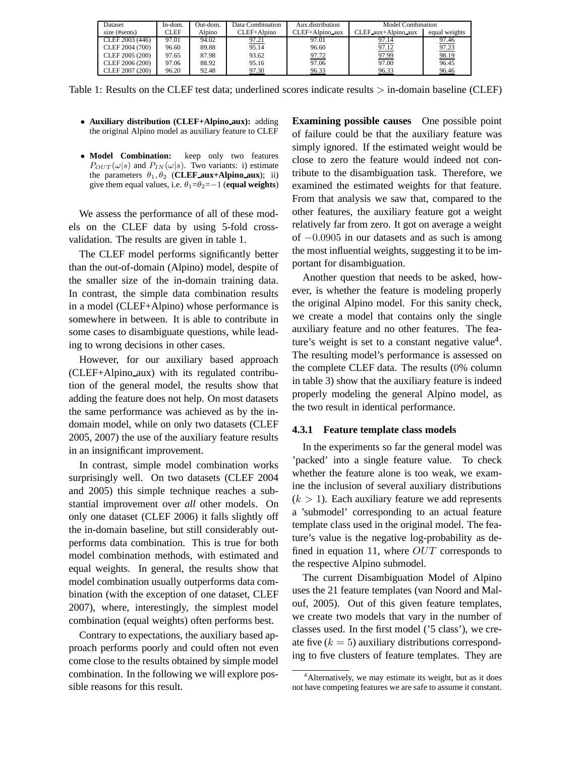| Dataset | In-dom. | Out-dom. | Data Combination | Aux.distribution | Model Combination | |
|---|---|---|---|---|---|---|
| size (#sents) | CLEF | Alpino | CLEF+Alpino | CLEF+Alpino_aux | CLEF_aux+Alpino_aux | equal weights |
| CLEF 2003 (446) | 97.01 | 94.02 | 97.21 | 97.01 | 97.14 | 97.46 |
| CLEF 2004 (700) | 96.60 | 89.88 | 95.14 | 96.60 | 97.12 | 97.23 |
| CLEF 2005 (200) | 97.65 | 87.98 | 93.62 | 97.72 | 97.99 | 98.19 |
| CLEF 2006 (200) | 97.06 | 88.92 | 95.16 | 97.06 | 97.00 | 96.45 |
| CLEF 2007 (200) | 96.20 | 92.48 | 97.30 | 96.33 | 96.33 | 96.46 |

Table 1: Results on the CLEF test data; underlined scores indicate results > in-domain baseline (CLEF)

- **Auxiliary distribution (CLEF+Alpino_aux):** adding the original Alpino model as auxiliary feature to CLEF
- **Model Combination:** keep only two features $P_{OUT}(\omega|s)$ and $P_{IN}(\omega|s)$. Two variants: i) estimate the parameters $\theta_1, \theta_2$ (**CLEF_aux+Alpino_aux**); ii) give them equal values, i.e. $\theta_1$=$\theta_2$=$-1$ (**equal weights**)

We assess the performance of all of these models on the CLEF data by using 5-fold cross-validation. The results are given in table 1.

The CLEF model performs significantly better than the out-of-domain (Alpino) model, despite of the smaller size of the in-domain training data. In contrast, the simple data combination results in a model (CLEF+Alpino) whose performance is somewhere in between. It is able to contribute in some cases to disambiguate questions, while leading to wrong decisions in other cases.

However, for our auxiliary based approach (CLEF+Alpino_aux) with its regulated contribution of the general model, the results show that adding the feature does not help. On most datasets the same performance was achieved as by the in-domain model, while on only two datasets (CLEF 2005, 2007) the use of the auxiliary feature results in an insignificant improvement.

In contrast, simple model combination works surprisingly well. On two datasets (CLEF 2004 and 2005) this simple technique reaches a substantial improvement over *all* other models. On only one dataset (CLEF 2006) it falls slightly off the in-domain baseline, but still considerably outperforms data combination. This is true for both model combination methods, with estimated and equal weights. In general, the results show that model combination usually outperforms data combination (with the exception of one dataset, CLEF 2007), where, interestingly, the simplest model combination (equal weights) often performs best.

Contrary to expectations, the auxiliary based approach performs poorly and could often not even come close to the results obtained by simple model combination. In the following we will explore possible reasons for this result.

**Examining possible causes** One possible point of failure could be that the auxiliary feature was simply ignored. If the estimated weight would be close to zero the feature would indeed not contribute to the disambiguation task. Therefore, we examined the estimated weights for that feature. From that analysis we saw that, compared to the other features, the auxiliary feature got a weight relatively far from zero. It got on average a weight of $-0.0905$ in our datasets and as such is among the most influential weights, suggesting it to be important for disambiguation.

Another question that needs to be asked, however, is whether the feature is modeling properly the original Alpino model. For this sanity check, we create a model that contains only the single auxiliary feature and no other features. The feature's weight is set to a constant negative value[4]. The resulting model's performance is assessed on the complete CLEF data. The results (0% column in table 3) show that the auxiliary feature is indeed properly modeling the general Alpino model, as the two result in identical performance.

### 4.3.1 Feature template class models

In the experiments so far the general model was 'packed' into a single feature value. To check whether the feature alone is too weak, we examine the inclusion of several auxiliary distributions ($k > 1$). Each auxiliary feature we add represents a 'submodel' corresponding to an actual feature template class used in the original model. The feature's value is the negative log-probability as defined in equation 11, where $OUT$ corresponds to the respective Alpino submodel.

The current Disambiguation Model of Alpino uses the 21 feature templates (van Noord and Malouf, 2005). Out of this given feature templates, we create two models that vary in the number of classes used. In the first model ('5 class'), we create five ($k = 5$) auxiliary distributions corresponding to five clusters of feature templates. They are

[4] Alternatively, we may estimate its weight, but as it does not have competing features we are safe to assume it constant.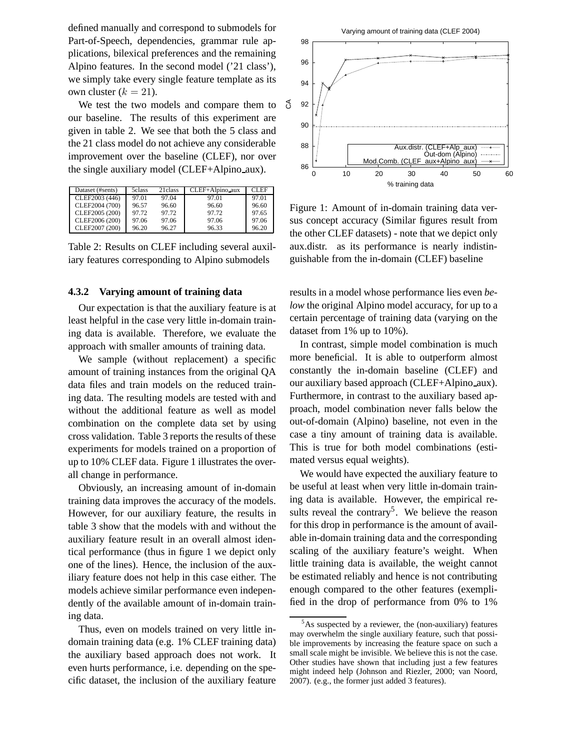defined manually and correspond to submodels for Part-of-Speech, dependencies, grammar rule applications, bilexical preferences and the remaining Alpino features. In the second model ('21 class'), we simply take every single feature template as its own cluster ($k = 21$).

We test the two models and compare them to our baseline. The results of this experiment are given in table 2. We see that both the 5 class and the 21 class model do not achieve any considerable improvement over the baseline (CLEF), nor over the single auxiliary model (CLEF+Alpino_aux).

| Dataset (#sents) | 5class | 21class | CLEF+Alpino_aux | CLEF |
|---|---|---|---|---|
| CLEF2003 (446) | 97.01 | 97.04 | 97.01 | 97.01 |
| CLEF2004 (700) | 96.57 | 96.60 | 96.60 | 96.60 |
| CLEF2005 (200) | 97.72 | 97.72 | 97.72 | 97.65 |
| CLEF2006 (200) | 97.06 | 97.06 | 97.06 | 97.06 |
| CLEF2007 (200) | 96.20 | 96.27 | 96.33 | 96.20 |

Table 2: Results on CLEF including several auxiliary features corresponding to Alpino submodels

#### 4.3.2 Varying amount of training data

Our expectation is that the auxiliary feature is at least helpful in the case very little in-domain training data is available. Therefore, we evaluate the approach with smaller amounts of training data.

We sample (without replacement) a specific amount of training instances from the original QA data files and train models on the reduced training data. The resulting models are tested with and without the additional feature as well as model combination on the complete data set by using cross validation. Table 3 reports the results of these experiments for models trained on a proportion of up to 10% CLEF data. Figure 1 illustrates the overall change in performance.

Obviously, an increasing amount of in-domain training data improves the accuracy of the models. However, for our auxiliary feature, the results in table 3 show that the models with and without the auxiliary feature result in an overall almost identical performance (thus in figure 1 we depict only one of the lines). Hence, the inclusion of the auxiliary feature does not help in this case either. The models achieve similar performance even independently of the available amount of in-domain training data.

Thus, even on models trained on very little in-domain training data (e.g. 1% CLEF training data) the auxiliary based approach does not work. It even hurts performance, i.e. depending on the specific dataset, the inclusion of the auxiliary feature

Figure 1: Amount of in-domain training data versus concept accuracy (Similar figures result from the other CLEF datasets) - note that we depict only aux.distr. as its performance is nearly indistinguishable from the in-domain (CLEF) baseline

results in a model whose performance lies even *below* the original Alpino model accuracy, for up to a certain percentage of training data (varying on the dataset from 1% up to 10%).

In contrast, simple model combination is much more beneficial. It is able to outperform almost constantly the in-domain baseline (CLEF) and our auxiliary based approach (CLEF+Alpino_aux). Furthermore, in contrast to the auxiliary based approach, model combination never falls below the out-of-domain (Alpino) baseline, not even in the case a tiny amount of training data is available. This is true for both model combinations (estimated versus equal weights).

We would have expected the auxiliary feature to be useful at least when very little in-domain training data is available. However, the empirical results reveal the contrary[5]. We believe the reason for this drop in performance is the amount of available in-domain training data and the corresponding scaling of the auxiliary feature's weight. When little training data is available, the weight cannot be estimated reliably and hence is not contributing enough compared to the other features (exemplified in the drop of performance from 0% to 1%

[5] As suspected by a reviewer, the (non-auxiliary) features may overwhelm the single auxiliary feature, such that possible improvements by increasing the feature space on such a small scale might be invisible. We believe this is not the case. Other studies have shown that including just a few features might indeed help (Johnson and Riezler, 2000; van Noord, 2007). (e.g., the former just added 3 features).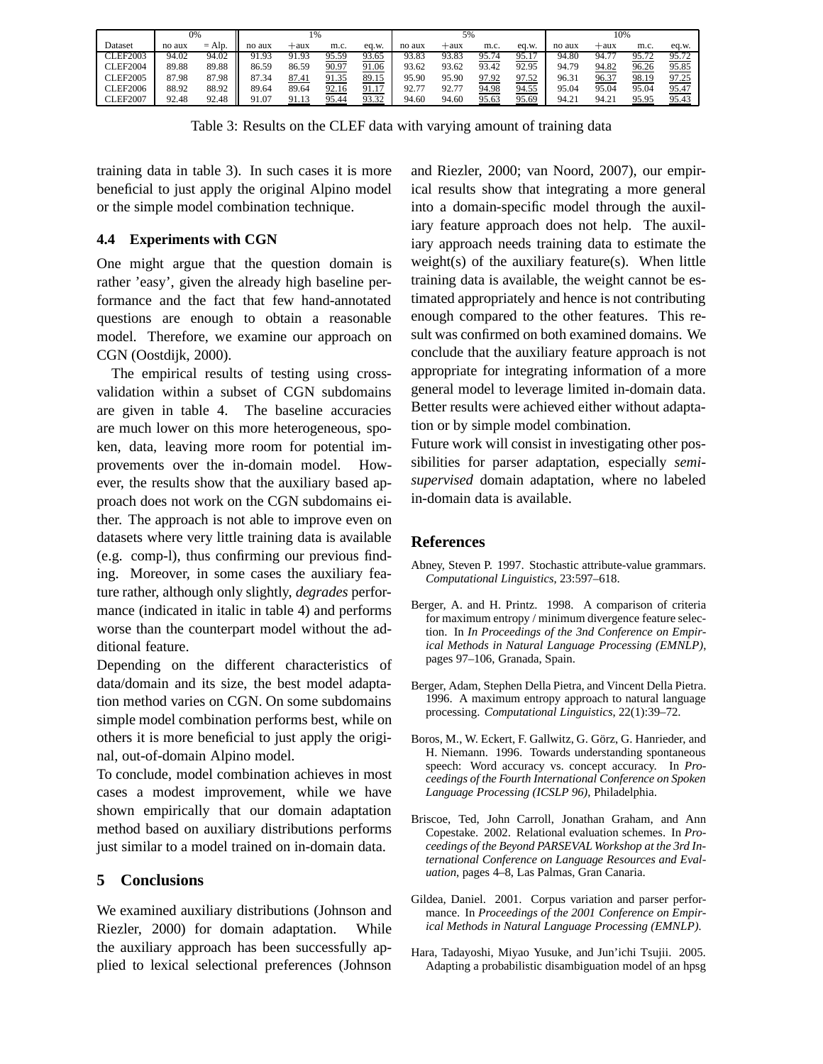| | 0% | | 1% | | | | 5% | | | | 10% | | | |
|---|---|---|---|---|---|---|---|---|---|---|---|---|---|---|
| Dataset | no aux | = Alp. | no aux | +aux | m.c. | eq.w. | no aux | +aux | m.c. | eq.w. | no aux | +aux | m.c. | eq.w. |
| CLEF2003 | 94.02 | 94.02 | 91.93 | 91.93 | 95.59 | 93.65 | 93.83 | 93.83 | 95.74 | 95.17 | 94.80 | 94.77 | 95.72 | 95.72 |
| CLEF2004 | 89.88 | 89.88 | 86.59 | 86.59 | 90.97 | 91.06 | 93.62 | 93.62 | 93.42 | 92.95 | 94.79 | 94.82 | 96.26 | 95.85 |
| CLEF2005 | 87.98 | 87.98 | 87.34 | 87.41 | 91.35 | 89.15 | 95.90 | 95.90 | 97.92 | 97.52 | 96.31 | 96.37 | 98.19 | 97.25 |
| CLEF2006 | 88.92 | 88.92 | 89.64 | 89.64 | 92.16 | 91.17 | 92.77 | 92.77 | 94.98 | 94.55 | 95.04 | 95.04 | 95.04 | 95.47 |
| CLEF2007 | 92.48 | 92.48 | 91.07 | 91.13 | 95.44 | 93.32 | 94.60 | 94.60 | 95.63 | 95.69 | 94.21 | 94.21 | 95.95 | 95.43 |

Table 3: Results on the CLEF data with varying amount of training data

training data in table 3). In such cases it is more beneficial to just apply the original Alpino model or the simple model combination technique.

### 4.4 Experiments with CGN

One might argue that the question domain is rather 'easy', given the already high baseline performance and the fact that few hand-annotated questions are enough to obtain a reasonable model. Therefore, we examine our approach on CGN (Oostdijk, 2000).

The empirical results of testing using cross-validation within a subset of CGN subdomains are given in table 4. The baseline accuracies are much lower on this more heterogeneous, spoken, data, leaving more room for potential improvements over the in-domain model. However, the results show that the auxiliary based approach does not work on the CGN subdomains either. The approach is not able to improve even on datasets where very little training data is available (e.g. comp-l), thus confirming our previous finding. Moreover, in some cases the auxiliary feature rather, although only slightly, *degrades* performance (indicated in italic in table 4) and performs worse than the counterpart model without the additional feature.

Depending on the different characteristics of data/domain and its size, the best model adaptation method varies on CGN. On some subdomains simple model combination performs best, while on others it is more beneficial to just apply the original, out-of-domain Alpino model.

To conclude, model combination achieves in most cases a modest improvement, while we have shown empirically that our domain adaptation method based on auxiliary distributions performs just similar to a model trained on in-domain data.

## 5 Conclusions

We examined auxiliary distributions (Johnson and Riezler, 2000) for domain adaptation. While the auxiliary approach has been successfully applied to lexical selectional preferences (Johnson and Riezler, 2000; van Noord, 2007), our empirical results show that integrating a more general into a domain-specific model through the auxiliary feature approach does not help. The auxiliary approach needs training data to estimate the weight(s) of the auxiliary feature(s). When little training data is available, the weight cannot be estimated appropriately and hence is not contributing enough compared to the other features. This result was confirmed on both examined domains. We conclude that the auxiliary feature approach is not appropriate for integrating information of a more general model to leverage limited in-domain data. Better results were achieved either without adaptation or by simple model combination.

Future work will consist in investigating other possibilities for parser adaptation, especially *semi-supervised* domain adaptation, where no labeled in-domain data is available.

## References

Abney, Steven P. 1997. Stochastic attribute-value grammars. *Computational Linguistics*, 23:597–618.

Berger, A. and H. Printz. 1998. A comparison of criteria for maximum entropy / minimum divergence feature selection. In *In Proceedings of the 3nd Conference on Empirical Methods in Natural Language Processing (EMNLP)*, pages 97–106, Granada, Spain.

Berger, Adam, Stephen Della Pietra, and Vincent Della Pietra. 1996. A maximum entropy approach to natural language processing. *Computational Linguistics*, 22(1):39–72.

Boros, M., W. Eckert, F. Gallwitz, G. Görz, G. Hanrieder, and H. Niemann. 1996. Towards understanding spontaneous speech: Word accuracy vs. concept accuracy. In *Proceedings of the Fourth International Conference on Spoken Language Processing (ICSLP 96)*, Philadelphia.

Briscoe, Ted, John Carroll, Jonathan Graham, and Ann Copestake. 2002. Relational evaluation schemes. In *Proceedings of the Beyond PARSEVAL Workshop at the 3rd International Conference on Language Resources and Evaluation*, pages 4–8, Las Palmas, Gran Canaria.

Gildea, Daniel. 2001. Corpus variation and parser performance. In *Proceedings of the 2001 Conference on Empirical Methods in Natural Language Processing (EMNLP)*.

Hara, Tadayoshi, Miyao Yusuke, and Jun'ichi Tsujii. 2005. Adapting a probabilistic disambiguation model of an hpsg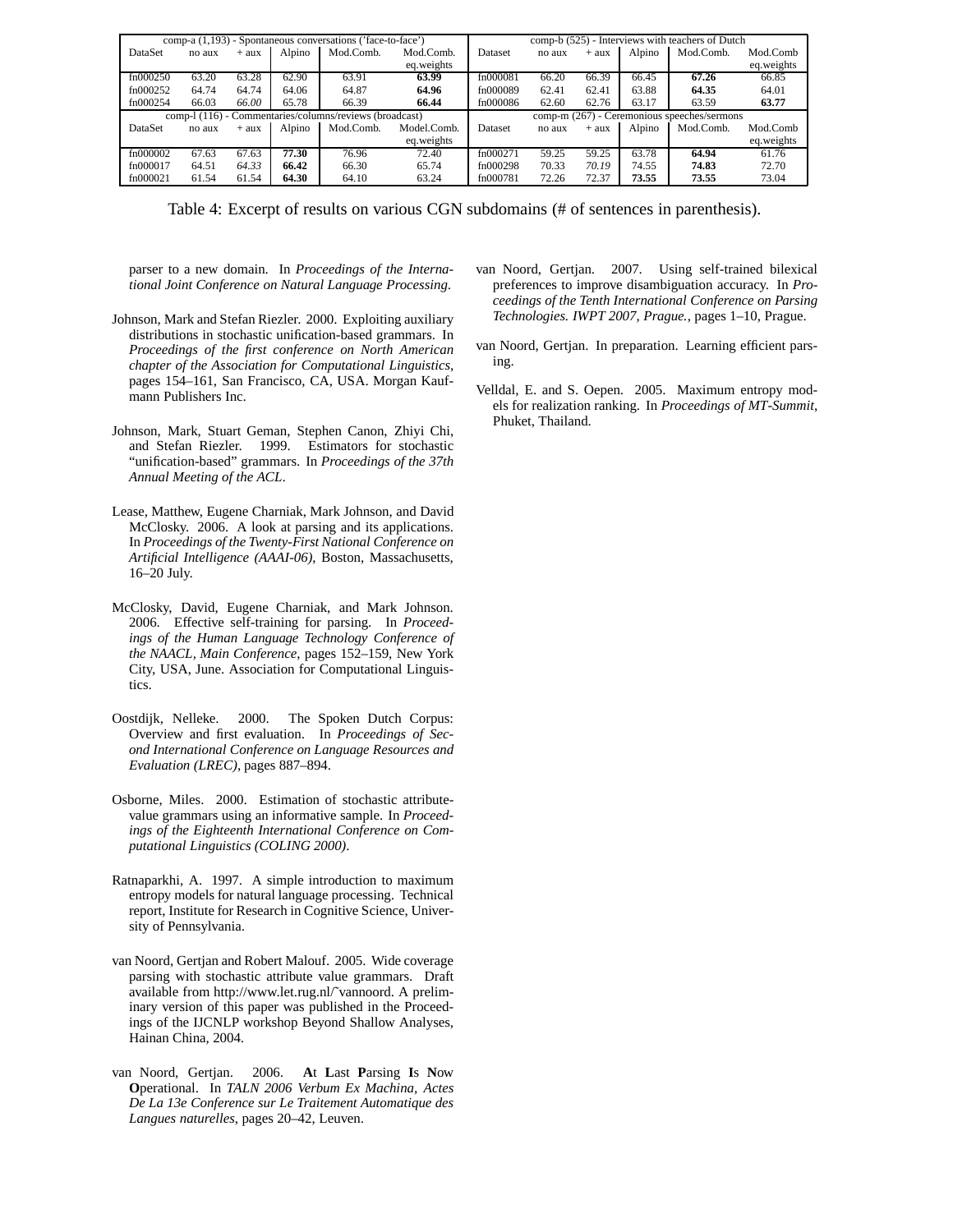| comp-a (1,193) - Spontaneous conversations ('face-to-face') | | | | | | comp-b (525) - Interviews with teachers of Dutch | | | | | |
|---|---|---|---|---|---|---|---|---|---|---|---|
| DataSet | no aux | + aux | Alpino | Mod.Comb. | Mod.Comb. eq.weights | Dataset | no aux | + aux | Alpino | Mod.Comb. | Mod.Comb eq.weights |
| fn000250 | 63.20 | 63.28 | 62.90 | 63.91 | **63.99** | fn000081 | 66.20 | 66.39 | 66.45 | **67.26** | 66.85 |
| fn000252 | 64.74 | 64.74 | 64.06 | 64.87 | **64.96** | fn000089 | 62.41 | 62.41 | 63.88 | **64.35** | 64.01 |
| fn000254 | 66.03 | *66.00* | 65.78 | 66.39 | **66.44** | fn000086 | 62.60 | 62.76 | 63.17 | 63.59 | **63.77** |
| comp-l (116) - Commentaries/columns/reviews (broadcast) | | | | | | comp-m (267) - Ceremonious speeches/sermons | | | | | |
| DataSet | no aux | + aux | Alpino | Mod.Comb. | Model.Comb. eq.weights | Dataset | no aux | + aux | Alpino | Mod.Comb. | Mod.Comb eq.weights |
| fn000002 | 67.63 | 67.63 | **77.30** | 76.96 | 72.40 | fn000271 | 59.25 | 59.25 | 63.78 | **64.94** | 61.76 |
| fn000017 | 64.51 | *64.33* | **66.42** | 66.30 | 65.74 | fn000298 | 70.33 | *70.19* | 74.55 | **74.83** | 72.70 |
| fn000021 | 61.54 | 61.54 | **64.30** | 64.10 | 63.24 | fn000781 | 72.26 | 72.37 | **73.55** | **73.55** | 73.04 |

Table 4: Excerpt of results on various CGN subdomains (# of sentences in parenthesis).

parser to a new domain. In *Proceedings of the International Joint Conference on Natural Language Processing*.

Johnson, Mark and Stefan Riezler. 2000. Exploiting auxiliary distributions in stochastic unification-based grammars. In *Proceedings of the first conference on North American chapter of the Association for Computational Linguistics*, pages 154–161, San Francisco, CA, USA. Morgan Kaufmann Publishers Inc.

Johnson, Mark, Stuart Geman, Stephen Canon, Zhiyi Chi, and Stefan Riezler. 1999. Estimators for stochastic "unification-based" grammars. In *Proceedings of the 37th Annual Meeting of the ACL*.

Lease, Matthew, Eugene Charniak, Mark Johnson, and David McClosky. 2006. A look at parsing and its applications. In *Proceedings of the Twenty-First National Conference on Artificial Intelligence (AAAI-06)*, Boston, Massachusetts, 16–20 July.

McClosky, David, Eugene Charniak, and Mark Johnson. 2006. Effective self-training for parsing. In *Proceedings of the Human Language Technology Conference of the NAACL, Main Conference*, pages 152–159, New York City, USA, June. Association for Computational Linguistics.

Oostdijk, Nelleke. 2000. The Spoken Dutch Corpus: Overview and first evaluation. In *Proceedings of Second International Conference on Language Resources and Evaluation (LREC)*, pages 887–894.

Osborne, Miles. 2000. Estimation of stochastic attribute-value grammars using an informative sample. In *Proceedings of the Eighteenth International Conference on Computational Linguistics (COLING 2000)*.

Ratnaparkhi, A. 1997. A simple introduction to maximum entropy models for natural language processing. Technical report, Institute for Research in Cognitive Science, University of Pennsylvania.

van Noord, Gertjan and Robert Malouf. 2005. Wide coverage parsing with stochastic attribute value grammars. Draft available from http://www.let.rug.nl/˜vannoord. A preliminary version of this paper was published in the Proceedings of the IJCNLP workshop Beyond Shallow Analyses, Hainan China, 2004.

van Noord, Gertjan. 2006. **A**t **L**ast **P**arsing **I**s **N**ow **O**perational. In *TALN 2006 Verbum Ex Machina, Actes De La 13e Conference sur Le Traitement Automatique des Langues naturelles*, pages 20–42, Leuven.

van Noord, Gertjan. 2007. Using self-trained bilexical preferences to improve disambiguation accuracy. In *Proceedings of the Tenth International Conference on Parsing Technologies. IWPT 2007, Prague.*, pages 1–10, Prague.

van Noord, Gertjan. In preparation. Learning efficient parsing.

Velldal, E. and S. Oepen. 2005. Maximum entropy models for realization ranking. In *Proceedings of MT-Summit*, Phuket, Thailand.